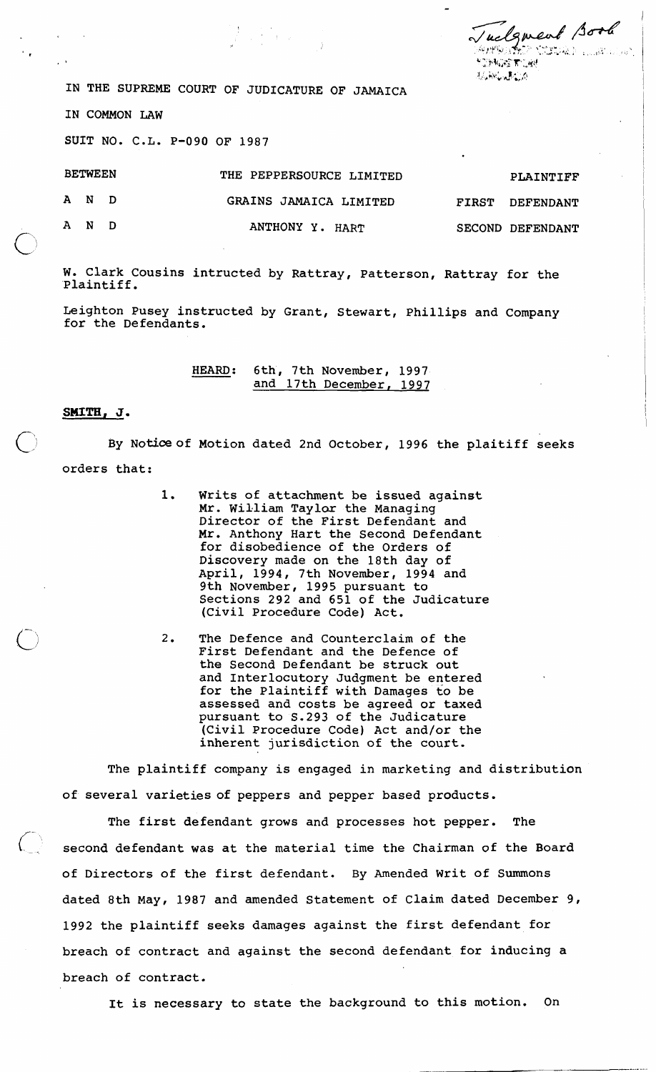Judgment Book

IN THE SUPREME COURT OF JUDICATURE OF JAMAICA

IN COMMON LAW

SUIT NO. C.L. P-090 OF 1987

| | | |
|---|---|---|
| BETWEEN | THE PEPPERSOURCE LIMITED | PLAINTIFF |
| A N D | GRAINS JAMAICA LIMITED | FIRST DEFENDANT |
| A N D | ANTHONY Y. HART | SECOND DEFENDANT |

W. Clark Cousins intructed by Rattray, Patterson, Rattray for the Plaintiff.

Leighton Pusey instructed by Grant, Stewart, Phillips and Company for the Defendants.

HEARD: 6th, 7th November, 1997 and 17th December, 1997

**SMITH, J.**

By Notice of Motion dated 2nd October, 1996 the plaitiff seeks orders that:

1. Writs of attachment be issued against Mr. William Taylor the Managing Director of the First Defendant and Mr. Anthony Hart the Second Defendant for disobedience of the Orders of Discovery made on the 18th day of April, 1994, 7th November, 1994 and 9th November, 1995 pursuant to Sections 292 and 651 of the Judicature (Civil Procedure Code) Act.

2. The Defence and Counterclaim of the First Defendant and the Defence of the Second Defendant be struck out and Interlocutory Judgment be entered for the Plaintiff with Damages to be assessed and costs be agreed or taxed pursuant to S.293 of the Judicature (Civil Procedure Code) Act and/or the inherent jurisdiction of the court.

The plaintiff company is engaged in marketing and distribution of several varieties of peppers and pepper based products.

The first defendant grows and processes hot pepper. The second defendant was at the material time the Chairman of the Board of Directors of the first defendant. By Amended Writ of Summons dated 8th May, 1987 and amended Statement of Claim dated December 9, 1992 the plaintiff seeks damages against the first defendant for breach of contract and against the second defendant for inducing a breach of contract.

It is necessary to state the background to this motion. On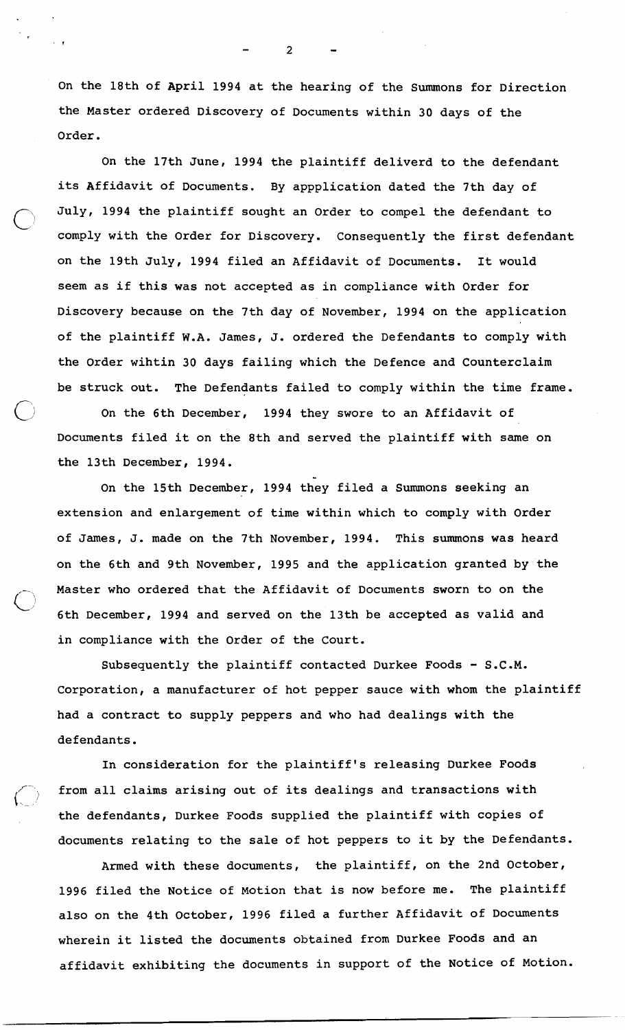On the 18th of April 1994 at the hearing of the Summons for Direction the Master ordered Discovery of Documents within 30 days of the Order.

On the 17th June, 1994 the plaintiff deliverd to the defendant its Affidavit of Documents. By appplication dated the 7th day of July, 1994 the plaintiff sought an Order to compel the defendant to comply with the Order for Discovery. Consequently the first defendant on the 19th July, 1994 filed an Affidavit of Documents. It would seem as if this was not accepted as in compliance with Order for Discovery because on the 7th day of November, 1994 on the application of the plaintiff W.A. James, J. ordered the Defendants to comply with the Order wihtin 30 days failing which the Defence and Counterclaim be struck out. The Defendants failed to comply within the time frame.

On the 6th December, 1994 they swore to an Affidavit of Documents filed it on the 8th and served the plaintiff with same on the 13th December, 1994.

On the 15th December, 1994 they filed a Summons seeking an extension and enlargement of time within which to comply with Order of James, J. made on the 7th November, 1994. This summons was heard on the 6th and 9th November, 1995 and the application granted by the Master who ordered that the Affidavit of Documents sworn to on the 6th December, 1994 and served on the 13th be accepted as valid and in compliance with the Order of the Court.

Subsequently the plaintiff contacted Durkee Foods - S.C.M. Corporation, a manufacturer of hot pepper sauce with whom the plaintiff had a contract to supply peppers and who had dealings with the defendants.

In consideration for the plaintiff's releasing Durkee Foods from all claims arising out of its dealings and transactions with the defendants, Durkee Foods supplied the plaintiff with copies of documents relating to the sale of hot peppers to it by the Defendants.

Armed with these documents, the plaintiff, on the 2nd October, 1996 filed the Notice of Motion that is now before me. The plaintiff also on the 4th October, 1996 filed a further Affidavit of Documents wherein it listed the documents obtained from Durkee Foods and an affidavit exhibiting the documents in support of the Notice of Motion.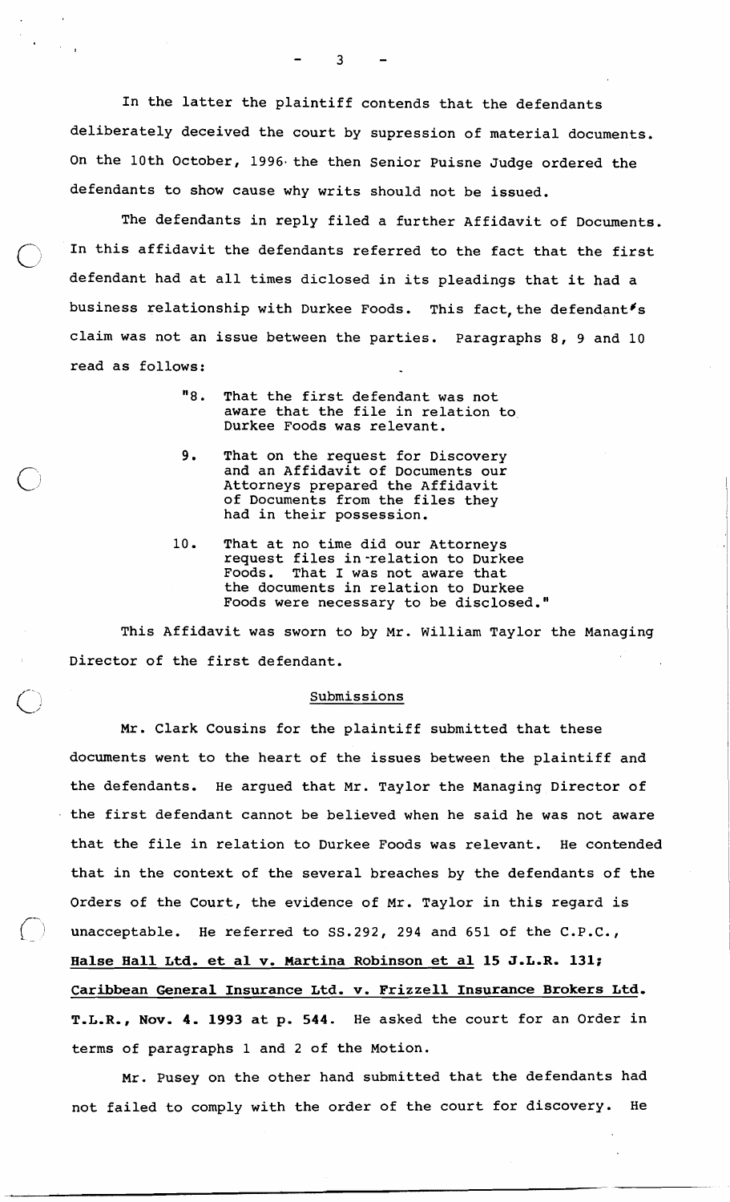In the latter the plaintiff contends that the defendants deliberately deceived the court by supression of material documents. On the 10th October, 1996 the then Senior Puisne Judge ordered the defendants to show cause why writs should not be issued.

The defendants in reply filed a further Affidavit of Documents. In this affidavit the defendants referred to the fact that the first defendant had at all times diclosed in its pleadings that it had a business relationship with Durkee Foods. This fact, the defendant's claim was not an issue between the parties. Paragraphs 8, 9 and 10 read as follows:

> "8. That the first defendant was not aware that the file in relation to Durkee Foods was relevant.
>
> 9. That on the request for Discovery and an Affidavit of Documents our Attorneys prepared the Affidavit of Documents from the files they had in their possession.
>
> 10. That at no time did our Attorneys request files in relation to Durkee Foods. That I was not aware that the documents in relation to Durkee Foods were necessary to be disclosed."

This Affidavit was sworn to by Mr. William Taylor the Managing Director of the first defendant.

## Submissions

Mr. Clark Cousins for the plaintiff submitted that these documents went to the heart of the issues between the plaintiff and the defendants. He argued that Mr. Taylor the Managing Director of the first defendant cannot be believed when he said he was not aware that the file in relation to Durkee Foods was relevant. He contended that in the context of the several breaches by the defendants of the Orders of the Court, the evidence of Mr. Taylor in this regard is unacceptable. He referred to SS.292, 294 and 651 of the C.P.C., **Halse Hall Ltd. et al v. Martina Robinson et al 15 J.L.R. 131; Caribbean General Insurance Ltd. v. Frizzell Insurance Brokers Ltd. T.L.R., Nov. 4. 1993 at p. 544.** He asked the court for an Order in terms of paragraphs 1 and 2 of the Motion.

Mr. Pusey on the other hand submitted that the defendants had not failed to comply with the order of the court for discovery. He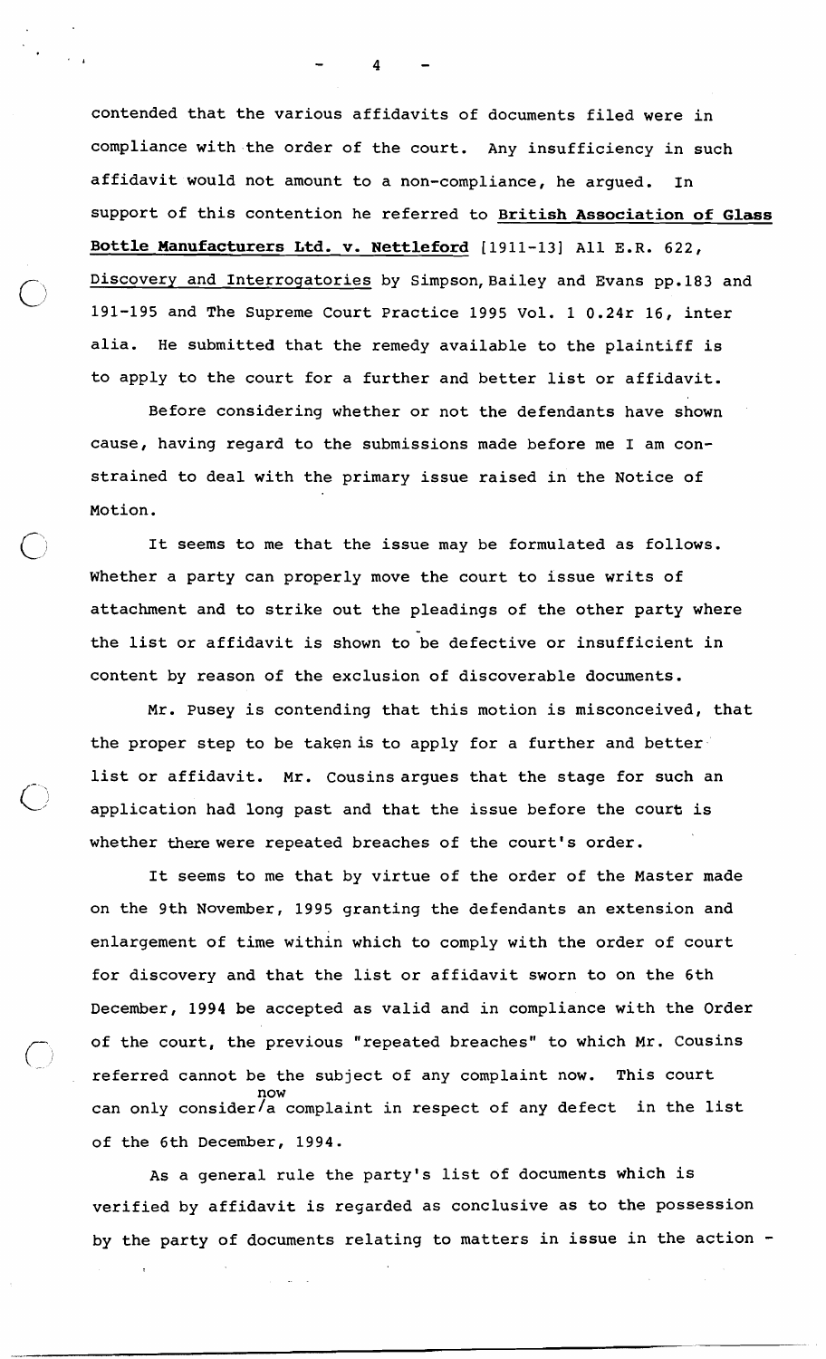contended that the various affidavits of documents filed were in compliance with the order of the court. Any insufficiency in such affidavit would not amount to a non-compliance, he argued. In support of this contention he referred to **British Association of Glass Bottle Manufacturers Ltd. v. Nettleford** [1911-13] All E.R. 622, Discovery and Interrogatories by Simpson, Bailey and Evans pp.183 and 191-195 and The Supreme Court Practice 1995 Vol. 1 O.24r 16, inter alia. He submitted that the remedy available to the plaintiff is to apply to the court for a further and better list or affidavit.

Before considering whether or not the defendants have shown cause, having regard to the submissions made before me I am constrained to deal with the primary issue raised in the Notice of Motion.

It seems to me that the issue may be formulated as follows. Whether a party can properly move the court to issue writs of attachment and to strike out the pleadings of the other party where the list or affidavit is shown to be defective or insufficient in content by reason of the exclusion of discoverable documents.

Mr. Pusey is contending that this motion is misconceived, that the proper step to be taken is to apply for a further and better list or affidavit. Mr. Cousins argues that the stage for such an application had long past and that the issue before the court is whether there were repeated breaches of the court's order.

It seems to me that by virtue of the order of the Master made on the 9th November, 1995 granting the defendants an extension and enlargement of time within which to comply with the order of court for discovery and that the list or affidavit sworn to on the 6th December, 1994 be accepted as valid and in compliance with the Order of the court, the previous "repeated breaches" to which Mr. Cousins referred cannot be the subject of any complaint now. This court can only consider now a complaint in respect of any defect in the list of the 6th December, 1994.

As a general rule the party's list of documents which is verified by affidavit is regarded as conclusive as to the possession by the party of documents relating to matters in issue in the action -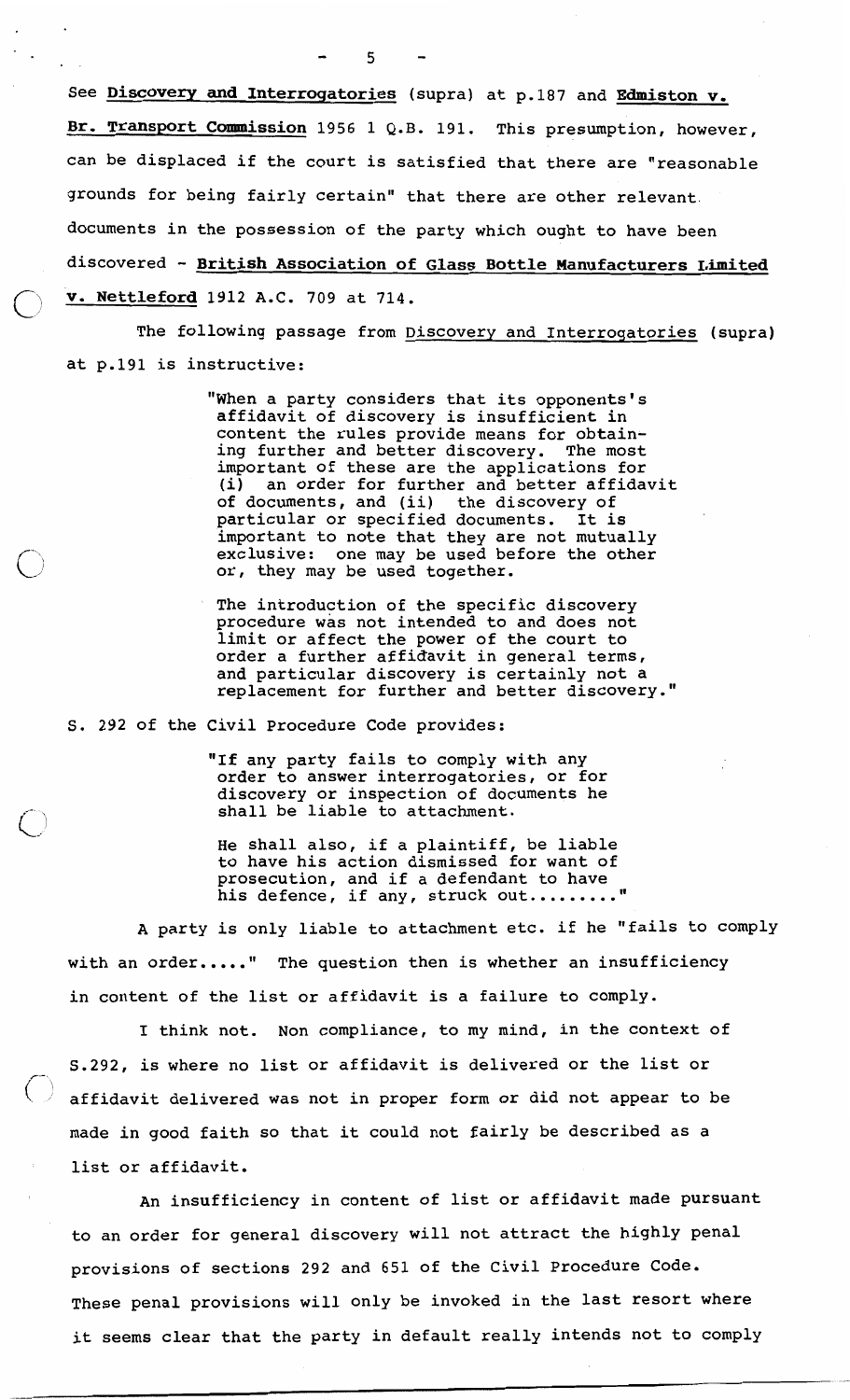See **Discovery and Interrogatories** (supra) at p.187 and **Edmiston v. Br. Transport Commission** 1956 1 Q.B. 191. This presumption, however, can be displaced if the court is satisfied that there are "reasonable grounds for being fairly certain" that there are other relevant documents in the possession of the party which ought to have been discovered - **British Association of Glass Bottle Manufacturers Limited v. Nettleford** 1912 A.C. 709 at 714.

The following passage from Discovery and Interrogatories (supra) at p.191 is instructive:

> "When a party considers that its opponents's affidavit of discovery is insufficient in content the rules provide means for obtaining further and better discovery. The most important of these are the applications for (i) an order for further and better affidavit of documents, and (ii) the discovery of particular or specified documents. It is important to note that they are not mutually exclusive: one may be used before the other or, they may be used together.
>
> The introduction of the specific discovery procedure was not intended to and does not limit or affect the power of the court to order a further affidavit in general terms, and particular discovery is certainly not a replacement for further and better discovery."

S. 292 of the Civil Procedure Code provides:

> "If any party fails to comply with any order to answer interrogatories, or for discovery or inspection of documents he shall be liable to attachment.
>
> He shall also, if a plaintiff, be liable to have his action dismissed for want of prosecution, and if a defendant to have his defence, if any, struck out........."

A party is only liable to attachment etc. if he "fails to comply with an order....." The question then is whether an insufficiency in content of the list or affidavit is a failure to comply.

I think not. Non compliance, to my mind, in the context of S.292, is where no list or affidavit is delivered or the list or affidavit delivered was not in proper form or did not appear to be made in good faith so that it could not fairly be described as a list or affidavit.

An insufficiency in content of list or affidavit made pursuant to an order for general discovery will not attract the highly penal provisions of sections 292 and 651 of the Civil Procedure Code. These penal provisions will only be invoked in the last resort where it seems clear that the party in default really intends not to comply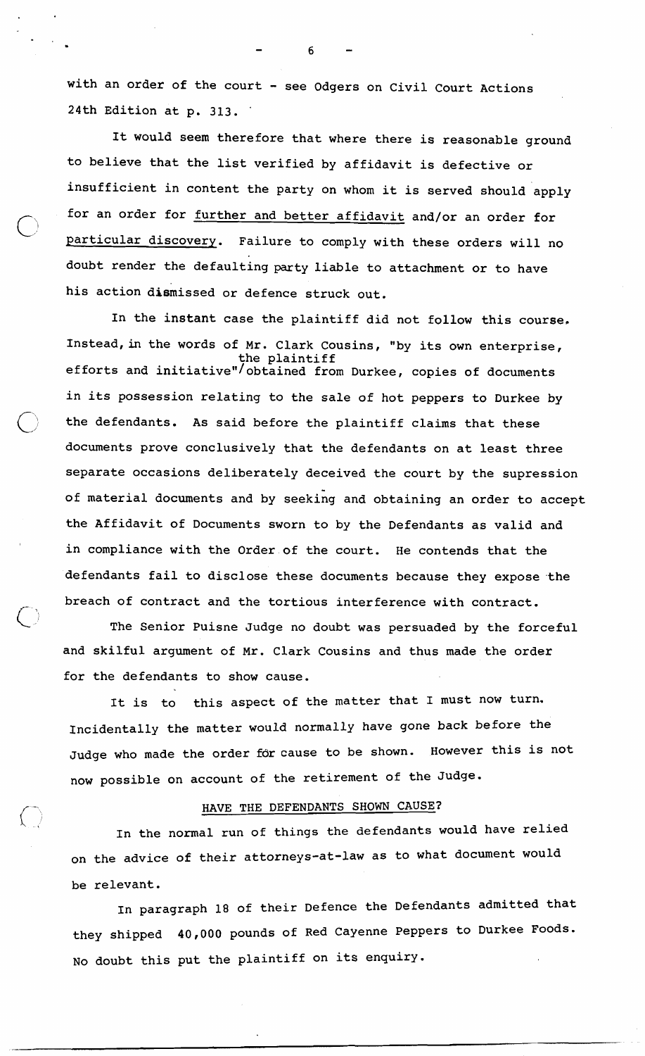with an order of the court - see Odgers on Civil Court Actions 24th Edition at p. 313.

It would seem therefore that where there is reasonable ground to believe that the list verified by affidavit is defective or insufficient in content the party on whom it is served should apply for an order for <u>further and better affidavit</u> and/or an order for <u>particular discovery</u>. Failure to comply with these orders will no doubt render the defaulting party liable to attachment or to have his action dismissed or defence struck out.

In the instant case the plaintiff did not follow this course. Instead, in the words of Mr. Clark Cousins, "by its own enterprise, efforts and initiative" the plaintiff obtained from Durkee, copies of documents in its possession relating to the sale of hot peppers to Durkee by the defendants. As said before the plaintiff claims that these documents prove conclusively that the defendants on at least three separate occasions deliberately deceived the court by the supression of material documents and by seeking and obtaining an order to accept the Affidavit of Documents sworn to by the Defendants as valid and in compliance with the Order of the court. He contends that the defendants fail to disclose these documents because they expose the breach of contract and the tortious interference with contract.

The Senior Puisne Judge no doubt was persuaded by the forceful and skilful argument of Mr. Clark Cousins and thus made the order for the defendants to show cause.

It is to this aspect of the matter that I must now turn. Incidentally the matter would normally have gone back before the Judge who made the order for cause to be shown. However this is not now possible on account of the retirement of the Judge.

## HAVE THE DEFENDANTS SHOWN CAUSE?

In the normal run of things the defendants would have relied on the advice of their attorneys-at-law as to what document would be relevant.

In paragraph 18 of their Defence the Defendants admitted that they shipped 40,000 pounds of Red Cayenne Peppers to Durkee Foods. No doubt this put the plaintiff on its enquiry.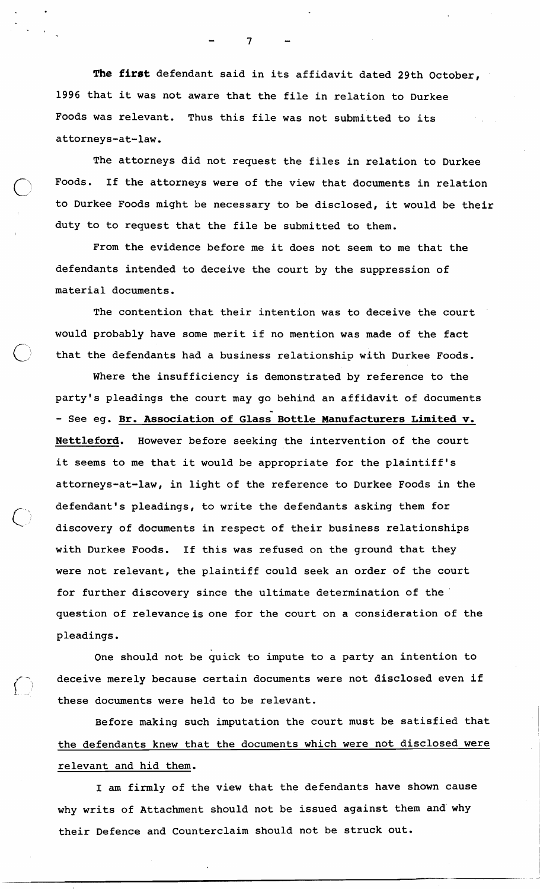**The first** defendant said in its affidavit dated 29th October, 1996 that it was not aware that the file in relation to Durkee Foods was relevant. Thus this file was not submitted to its attorneys-at-law.

The attorneys did not request the files in relation to Durkee Foods. If the attorneys were of the view that documents in relation to Durkee Foods might be necessary to be disclosed, it would be their duty to to request that the file be submitted to them.

From the evidence before me it does not seem to me that the defendants intended to deceive the court by the suppression of material documents.

The contention that their intention was to deceive the court would probably have some merit if no mention was made of the fact that the defendants had a business relationship with Durkee Foods.

Where the insufficiency is demonstrated by reference to the party's pleadings the court may go behind an affidavit of documents - See eg. **Br. Association of Glass Bottle Manufacturers Limited v. Nettleford**. However before seeking the intervention of the court it seems to me that it would be appropriate for the plaintiff's attorneys-at-law, in light of the reference to Durkee Foods in the defendant's pleadings, to write the defendants asking them for discovery of documents in respect of their business relationships with Durkee Foods. If this was refused on the ground that they were not relevant, the plaintiff could seek an order of the court for further discovery since the ultimate determination of the question of relevance is one for the court on a consideration of the pleadings.

One should not be quick to impute to a party an intention to deceive merely because certain documents were not disclosed even if these documents were held to be relevant.

Before making such imputation the court must be satisfied that the defendants knew that the documents which were not disclosed were relevant and hid them.

I am firmly of the view that the defendants have shown cause why writs of Attachment should not be issued against them and why their Defence and Counterclaim should not be struck out.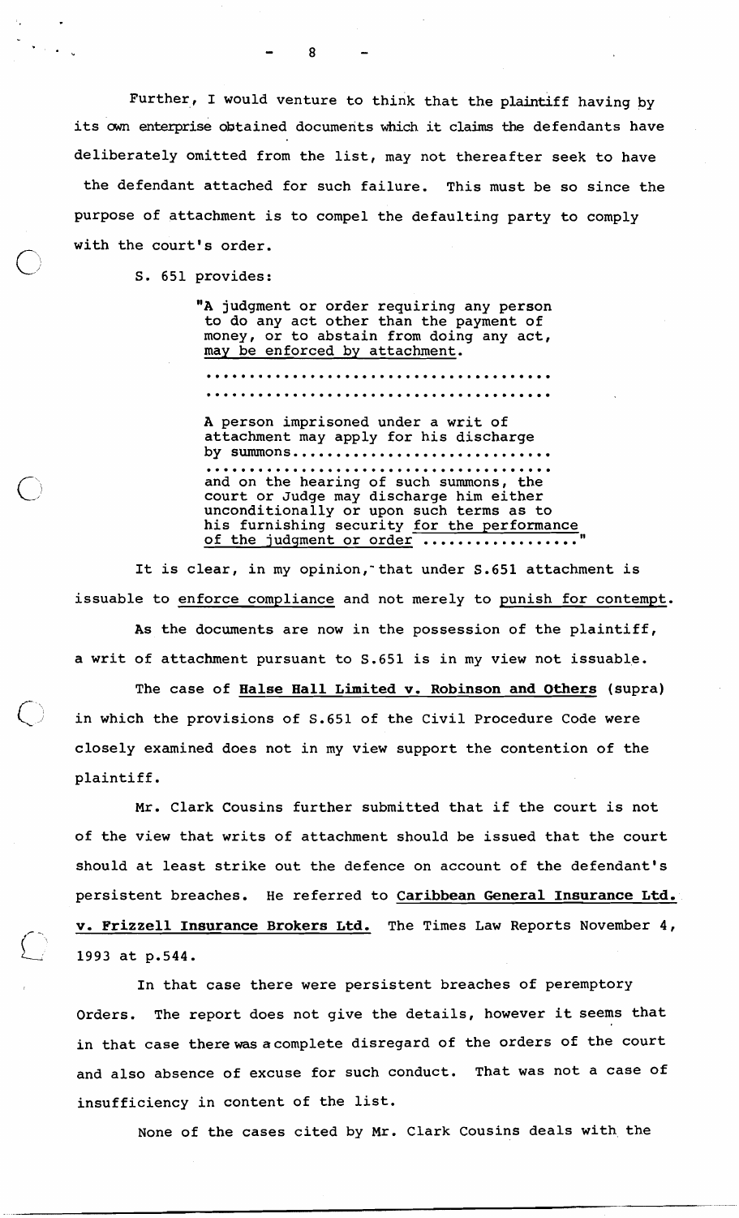Further, I would venture to think that the plaintiff having by its own enterprise obtained documents which it claims the defendants have deliberately omitted from the list, may not thereafter seek to have the defendant attached for such failure. This must be so since the purpose of attachment is to compel the defaulting party to comply with the court's order.

S. 651 provides:

> "A judgment or order requiring any person to do any act other than the payment of money, or to abstain from doing any act, <u>may be enforced by attachment</u>.
>
> ......................................
> ......................................
>
> A person imprisoned under a writ of attachment may apply for his discharge by summons..............................
> ......................................
> and on the hearing of such summons, the court or Judge may discharge him either unconditionally or upon such terms as to his furnishing security <u>for the performance of the judgment or order</u> .................."

It is clear, in my opinion, that under S.651 attachment is issuable to <u>enforce compliance</u> and not merely to <u>punish for contempt</u>.

As the documents are now in the possession of the plaintiff, a writ of attachment pursuant to S.651 is in my view not issuable.

The case of **<u>Halse Hall Limited v. Robinson and Others</u>** (supra) in which the provisions of S.651 of the Civil Procedure Code were closely examined does not in my view support the contention of the plaintiff.

Mr. Clark Cousins further submitted that if the court is not of the view that writs of attachment should be issued that the court should at least strike out the defence on account of the defendant's persistent breaches. He referred to **<u>Caribbean General Insurance Ltd. v. Frizzell Insurance Brokers Ltd.</u>** The Times Law Reports November 4, 1993 at p.544.

In that case there were persistent breaches of peremptory Orders. The report does not give the details, however it seems that in that case there was a complete disregard of the orders of the court and also absence of excuse for such conduct. That was not a case of insufficiency in content of the list.

None of the cases cited by Mr. Clark Cousins deals with the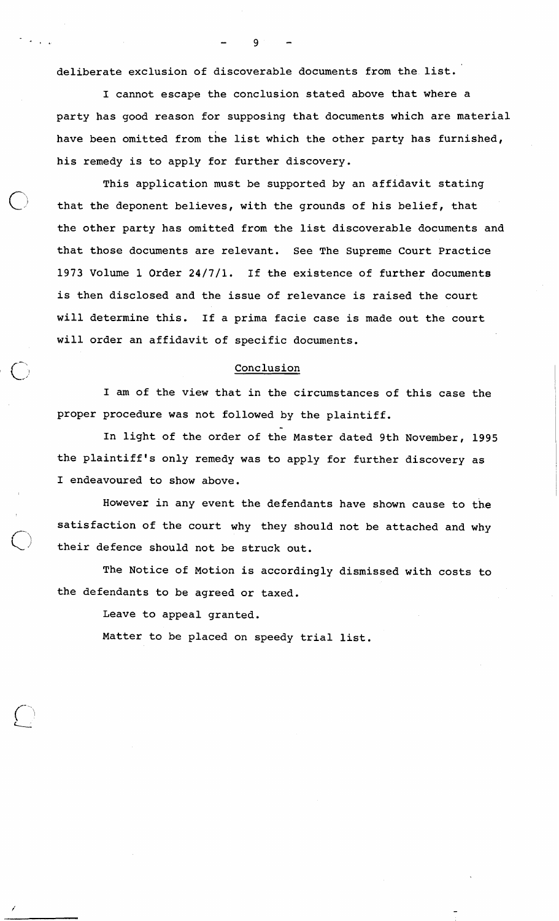deliberate exclusion of discoverable documents from the list.

I cannot escape the conclusion stated above that where a party has good reason for supposing that documents which are material have been omitted from the list which the other party has furnished, his remedy is to apply for further discovery.

This application must be supported by an affidavit stating that the deponent believes, with the grounds of his belief, that the other party has omitted from the list discoverable documents and that those documents are relevant. See The Supreme Court Practice 1973 Volume 1 Order 24/7/1. If the existence of further documents is then disclosed and the issue of relevance is raised the court will determine this. If a prima facie case is made out the court will order an affidavit of specific documents.

## Conclusion

I am of the view that in the circumstances of this case the proper procedure was not followed by the plaintiff.

In light of the order of the Master dated 9th November, 1995 the plaintiff's only remedy was to apply for further discovery as I endeavoured to show above.

However in any event the defendants have shown cause to the satisfaction of the court why they should not be attached and why their defence should not be struck out.

The Notice of Motion is accordingly dismissed with costs to the defendants to be agreed or taxed.

Leave to appeal granted.

Matter to be placed on speedy trial list.